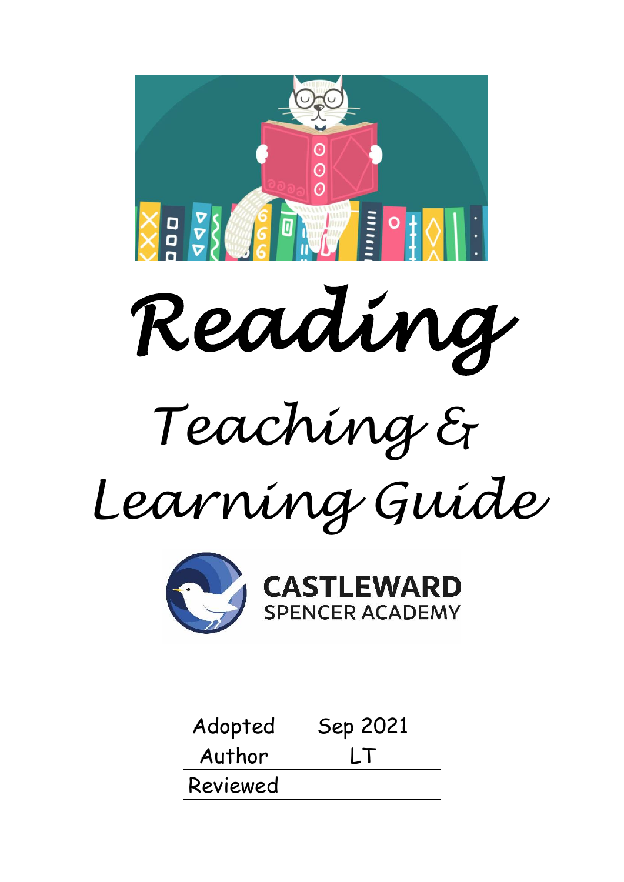# Reading

## Teaching & Learning Guide

CASTLEWARD SPENCER ACADEMY

| Adopted | Sep 2021 |
| --- | --- |
| Author | LT |
| Reviewed | |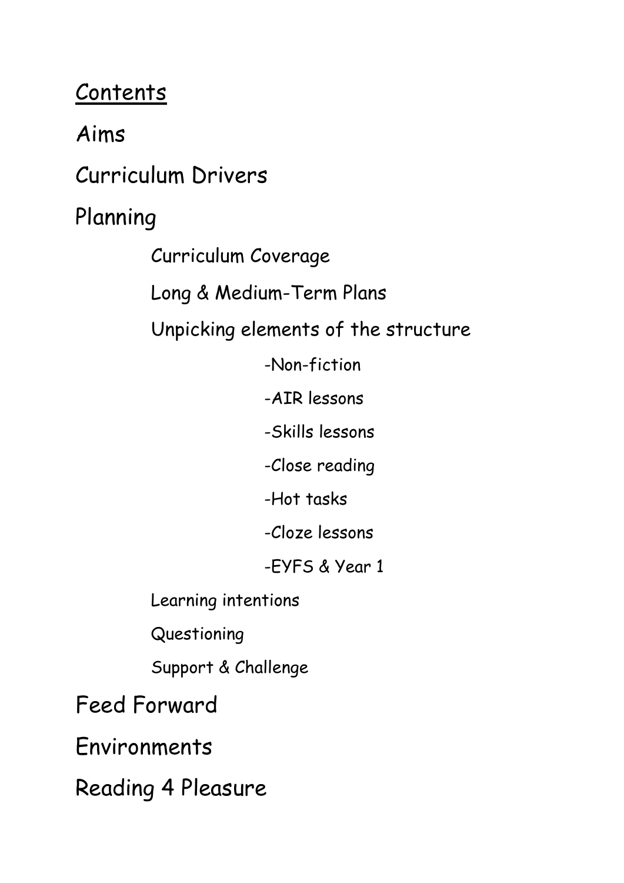# Contents

Aims

Curriculum Drivers

Planning

- Curriculum Coverage
- Long & Medium-Term Plans
- Unpicking elements of the structure
    - -Non-fiction
    - -AIR lessons
    - -Skills lessons
    - -Close reading
    - -Hot tasks
    - -Cloze lessons
    - -EYFS & Year 1
- Learning intentions
- Questioning
- Support & Challenge

Feed Forward

Environments

Reading 4 Pleasure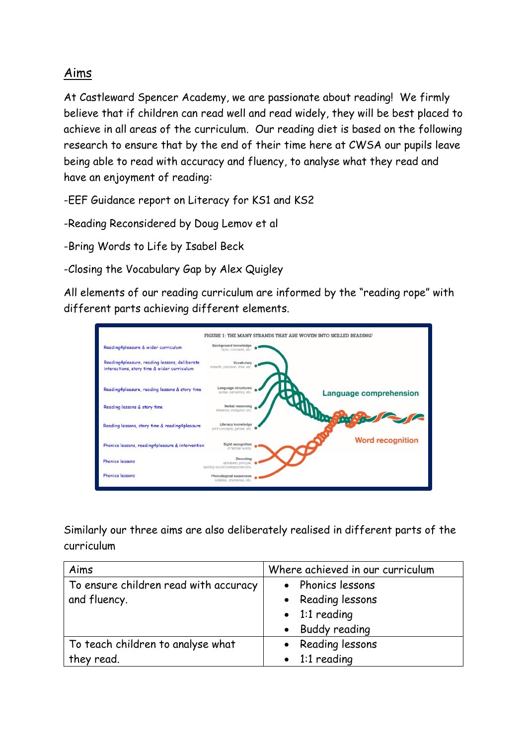## Aims

At Castleward Spencer Academy, we are passionate about reading! We firmly believe that if children can read well and read widely, they will be best placed to achieve in all areas of the curriculum. Our reading diet is based on the following research to ensure that by the end of their time here at CWSA our pupils leave being able to read with accuracy and fluency, to analyse what they read and have an enjoyment of reading:

-EEF Guidance report on Literacy for KS1 and KS2

-Reading Reconsidered by Doug Lemov et al

-Bring Words to Life by Isabel Beck

-Closing the Vocabulary Gap by Alex Quigley

All elements of our reading curriculum are informed by the "reading rope" with different parts achieving different elements.

FIGURE 1: THE MANY STRANDS THAT ARE WOVEN INTO SKILLED READING

| Where in our curriculum | Strand |
|---|---|
| Reading4pleasure & wider curriculum | Background knowledge (facts, concepts, etc.) |
| Reading4pleasure, reading lessons, deliberate interactions, story time & wider curriculum | Vocabulary (breadth, precision, links, etc.) |
| Reading4pleasure, reading lessons & story time | Language structures (syntax, semantics, etc.) |
| Reading lessons & story time | Verbal reasoning (inference, metaphor, etc.) |
| Reading lessons, story time & reading4pleasure | Literacy knowledge (print concepts, genres, etc.) |
| Phonics lessons, reading4pleasure & intervention | Sight recognition (of familiar words) |
| Phonics lessons | Decoding (alphabetic principle, spelling-sound correspondences) |
| Phonics lessons | Phonological awareness (syllables, phonemes, etc.) |

Language comprehension

Word recognition

Similarly our three aims are also deliberately realised in different parts of the curriculum

| Aims | Where achieved in our curriculum |
|---|---|
| To ensure children read with accuracy and fluency. | • Phonics lessons<br>• Reading lessons<br>• 1:1 reading<br>• Buddy reading |
| To teach children to analyse what they read. | • Reading lessons<br>• 1:1 reading |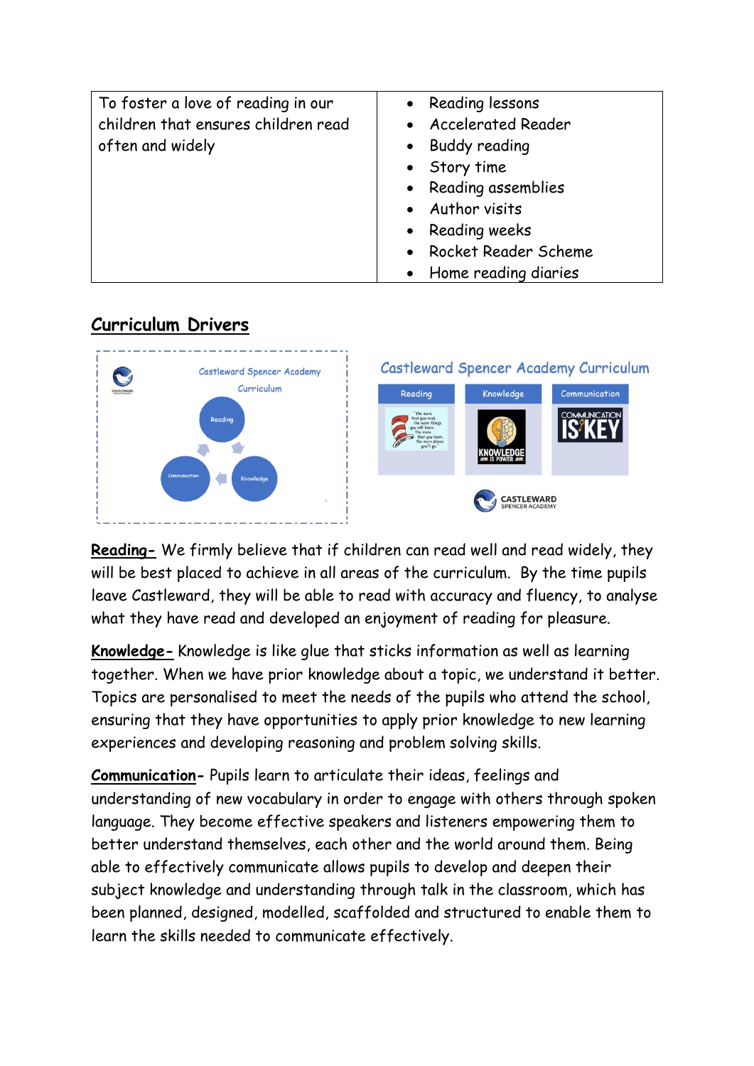| To foster a love of reading in our children that ensures children read often and widely | • Reading lessons<br>• Accelerated Reader<br>• Buddy reading<br>• Story time<br>• Reading assemblies<br>• Author visits<br>• Reading weeks<br>• Rocket Reader Scheme<br>• Home reading diaries |
|---|---|

## Curriculum Drivers

**Reading-** We firmly believe that if children can read well and read widely, they will be best placed to achieve in all areas of the curriculum. By the time pupils leave Castleward, they will be able to read with accuracy and fluency, to analyse what they have read and developed an enjoyment of reading for pleasure.

**Knowledge-** Knowledge is like glue that sticks information as well as learning together. When we have prior knowledge about a topic, we understand it better. Topics are personalised to meet the needs of the pupils who attend the school, ensuring that they have opportunities to apply prior knowledge to new learning experiences and developing reasoning and problem solving skills.

**Communication-** Pupils learn to articulate their ideas, feelings and understanding of new vocabulary in order to engage with others through spoken language. They become effective speakers and listeners empowering them to better understand themselves, each other and the world around them. Being able to effectively communicate allows pupils to develop and deepen their subject knowledge and understanding through talk in the classroom, which has been planned, designed, modelled, scaffolded and structured to enable them to learn the skills needed to communicate effectively.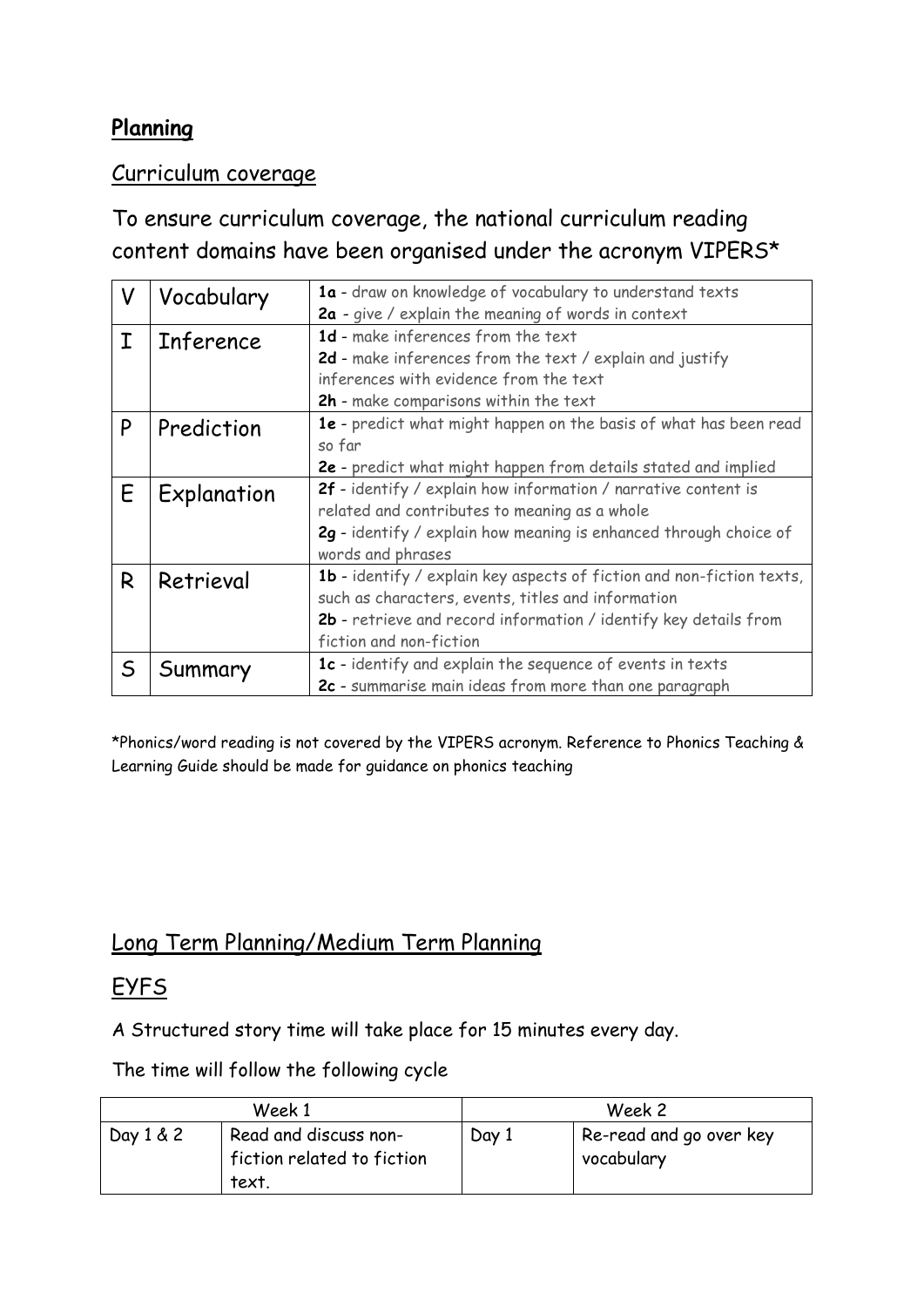## **Planning**

### Curriculum coverage

To ensure curriculum coverage, the national curriculum reading content domains have been organised under the acronym VIPERS*

| V | Vocabulary | **1a** - draw on knowledge of vocabulary to understand texts<br>**2a** - give / explain the meaning of words in context |
|---|---|---|
| I | Inference | **1d** - make inferences from the text<br>**2d** - make inferences from the text / explain and justify inferences with evidence from the text<br>**2h** - make comparisons within the text |
| P | Prediction | **1e** - predict what might happen on the basis of what has been read so far<br>**2e** - predict what might happen from details stated and implied |
| E | Explanation | **2f** - identify / explain how information / narrative content is related and contributes to meaning as a whole<br>**2g** - identify / explain how meaning is enhanced through choice of words and phrases |
| R | Retrieval | **1b** - identify / explain key aspects of fiction and non-fiction texts, such as characters, events, titles and information<br>**2b** - retrieve and record information / identify key details from fiction and non-fiction |
| S | Summary | **1c** - identify and explain the sequence of events in texts<br>**2c** - summarise main ideas from more than one paragraph |

*Phonics/word reading is not covered by the VIPERS acronym. Reference to Phonics Teaching & Learning Guide should be made for guidance on phonics teaching

## Long Term Planning/Medium Term Planning

### EYFS

A Structured story time will take place for 15 minutes every day.

The time will follow the following cycle

| Week 1 | | Week 2 | |
|---|---|---|---|
| Day 1 & 2 | Read and discuss non-fiction related to fiction text. | Day 1 | Re-read and go over key vocabulary |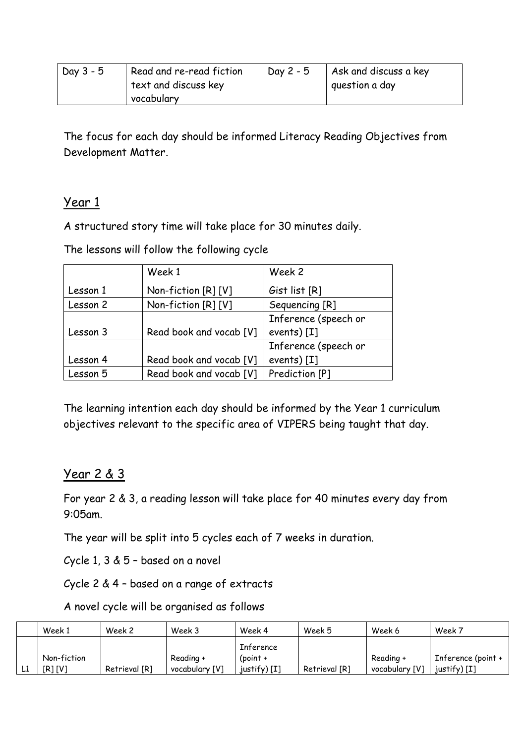| Day 3 - 5 | Read and re-read fiction text and discuss key vocabulary | Day 2 - 5 | Ask and discuss a key question a day |
|---|---|---|---|

The focus for each day should be informed Literacy Reading Objectives from Development Matter.

## Year 1

A structured story time will take place for 30 minutes daily.

The lessons will follow the following cycle

| | Week 1 | Week 2 |
|---|---|---|
| Lesson 1 | Non-fiction [R] [V] | Gist list [R] |
| Lesson 2 | Non-fiction [R] [V] | Sequencing [R] |
| Lesson 3 | Read book and vocab [V] | Inference (speech or events) [I] |
| Lesson 4 | Read book and vocab [V] | Inference (speech or events) [I] |
| Lesson 5 | Read book and vocab [V] | Prediction [P] |

The learning intention each day should be informed by the Year 1 curriculum objectives relevant to the specific area of VIPERS being taught that day.

## Year 2 & 3

For year 2 & 3, a reading lesson will take place for 40 minutes every day from 9:05am.

The year will be split into 5 cycles each of 7 weeks in duration.

Cycle 1, 3 & 5 – based on a novel

Cycle 2 & 4 – based on a range of extracts

A novel cycle will be organised as follows

| | Week 1 | Week 2 | Week 3 | Week 4 | Week 5 | Week 6 | Week 7 |
|---|---|---|---|---|---|---|---|
| L1 | Non-fiction [R] [V] | Retrieval [R] | Reading + vocabulary [V] | Inference (point + justify) [I] | Retrieval [R] | Reading + vocabulary [V] | Inference (point + justify) [I] |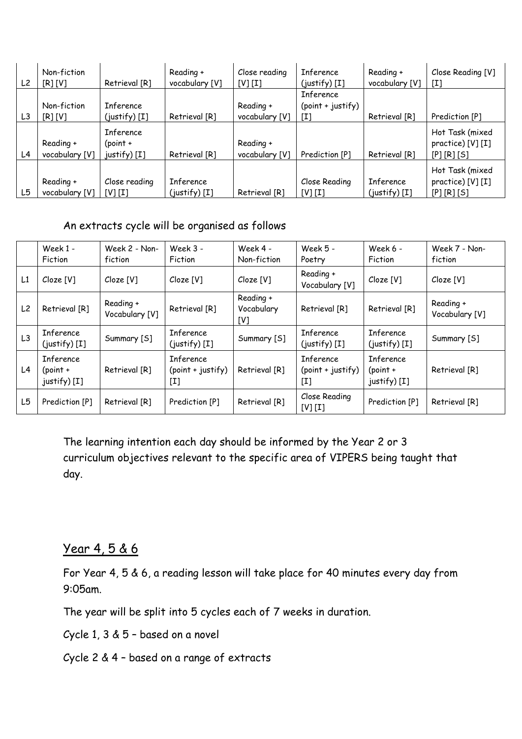| | | | | | | | |
|---|---|---|---|---|---|---|---|
| L2 | Non-fiction [R] [V] | Retrieval [R] | Reading + vocabulary [V] | Close reading [V] [I] | Inference (justify) [I] | Reading + vocabulary [V] | Close Reading [V] [I] |
| L3 | Non-fiction [R] [V] | Inference (justify) [I] | Retrieval [R] | Reading + vocabulary [V] | Inference (point + justify) [I] | Retrieval [R] | Prediction [P] |
| L4 | Reading + vocabulary [V] | Inference (point + justify) [I] | Retrieval [R] | Reading + vocabulary [V] | Prediction [P] | Retrieval [R] | Hot Task (mixed practice) [V] [I] [P] [R] [S] |
| L5 | Reading + vocabulary [V] | Close reading [V] [I] | Inference (justify) [I] | Retrieval [R] | Close Reading [V] [I] | Inference (justify) [I] | Hot Task (mixed practice) [V] [I] [P] [R] [S] |

An extracts cycle will be organised as follows

| | Week 1 - Fiction | Week 2 - Non-fiction | Week 3 - Fiction | Week 4 - Non-fiction | Week 5 - Poetry | Week 6 - Fiction | Week 7 - Non-fiction |
|---|---|---|---|---|---|---|---|
| L1 | Cloze [V] | Cloze [V] | Cloze [V] | Cloze [V] | Reading + Vocabulary [V] | Cloze [V] | Cloze [V] |
| L2 | Retrieval [R] | Reading + Vocabulary [V] | Retrieval [R] | Reading + Vocabulary [V] | Retrieval [R] | Retrieval [R] | Reading + Vocabulary [V] |
| L3 | Inference (justify) [I] | Summary [S] | Inference (justify) [I] | Summary [S] | Inference (justify) [I] | Inference (justify) [I] | Summary [S] |
| L4 | Inference (point + justify) [I] | Retrieval [R] | Inference (point + justify) [I] | Retrieval [R] | Inference (point + justify) [I] | Inference (point + justify) [I] | Retrieval [R] |
| L5 | Prediction [P] | Retrieval [R] | Prediction [P] | Retrieval [R] | Close Reading [V] [I] | Prediction [P] | Retrieval [R] |

The learning intention each day should be informed by the Year 2 or 3 curriculum objectives relevant to the specific area of VIPERS being taught that day.

## Year 4, 5 & 6

For Year 4, 5 & 6, a reading lesson will take place for 40 minutes every day from 9:05am.

The year will be split into 5 cycles each of 7 weeks in duration.

Cycle 1, 3 & 5 – based on a novel

Cycle 2 & 4 – based on a range of extracts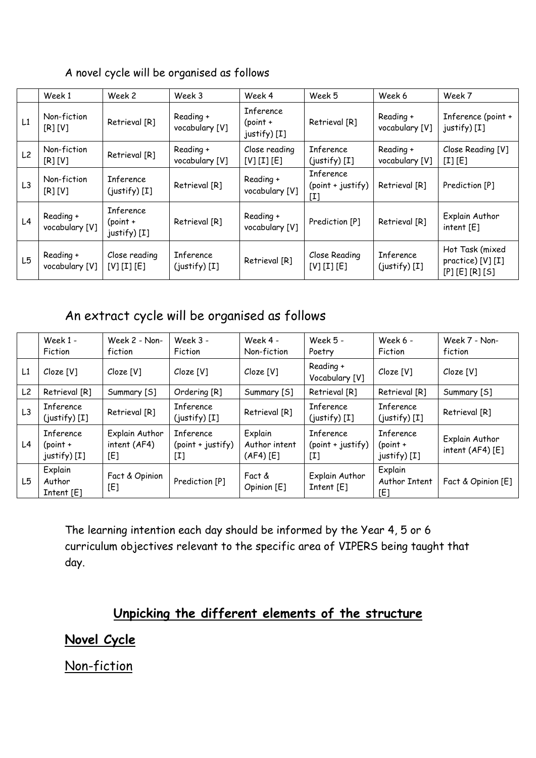A novel cycle will be organised as follows

| | Week 1 | Week 2 | Week 3 | Week 4 | Week 5 | Week 6 | Week 7 |
|---|---|---|---|---|---|---|---|
| L1 | Non-fiction [R] [V] | Retrieval [R] | Reading + vocabulary [V] | Inference (point + justify) [I] | Retrieval [R] | Reading + vocabulary [V] | Inference (point + justify) [I] |
| L2 | Non-fiction [R] [V] | Retrieval [R] | Reading + vocabulary [V] | Close reading [V] [I] [E] | Inference (justify) [I] | Reading + vocabulary [V] | Close Reading [V] [I] [E] |
| L3 | Non-fiction [R] [V] | Inference (justify) [I] | Retrieval [R] | Reading + vocabulary [V] | Inference (point + justify) [I] | Retrieval [R] | Prediction [P] |
| L4 | Reading + vocabulary [V] | Inference (point + justify) [I] | Retrieval [R] | Reading + vocabulary [V] | Prediction [P] | Retrieval [R] | Explain Author intent [E] |
| L5 | Reading + vocabulary [V] | Close reading [V] [I] [E] | Inference (justify) [I] | Retrieval [R] | Close Reading [V] [I] [E] | Inference (justify) [I] | Hot Task (mixed practice) [V] [I] [P] [E] [R] [S] |

## An extract cycle will be organised as follows

| | Week 1 - Fiction | Week 2 - Non-fiction | Week 3 - Fiction | Week 4 - Non-fiction | Week 5 - Poetry | Week 6 - Fiction | Week 7 - Non-fiction |
|---|---|---|---|---|---|---|---|
| L1 | Cloze [V] | Cloze [V] | Cloze [V] | Cloze [V] | Reading + Vocabulary [V] | Cloze [V] | Cloze [V] |
| L2 | Retrieval [R] | Summary [S] | Ordering [R] | Summary [S] | Retrieval [R] | Retrieval [R] | Summary [S] |
| L3 | Inference (justify) [I] | Retrieval [R] | Inference (justify) [I] | Retrieval [R] | Inference (justify) [I] | Inference (justify) [I] | Retrieval [R] |
| L4 | Inference (point + justify) [I] | Explain Author intent (AF4) [E] | Inference (point + justify) [I] | Explain Author intent (AF4) [E] | Inference (point + justify) [I] | Inference (point + justify) [I] | Explain Author intent (AF4) [E] |
| L5 | Explain Author Intent [E] | Fact & Opinion [E] | Prediction [P] | Fact & Opinion [E] | Explain Author Intent [E] | Explain Author Intent [E] | Fact & Opinion [E] |

The learning intention each day should be informed by the Year 4, 5 or 6 curriculum objectives relevant to the specific area of VIPERS being taught that day.

## Unpicking the different elements of the structure

### Novel Cycle

Non-fiction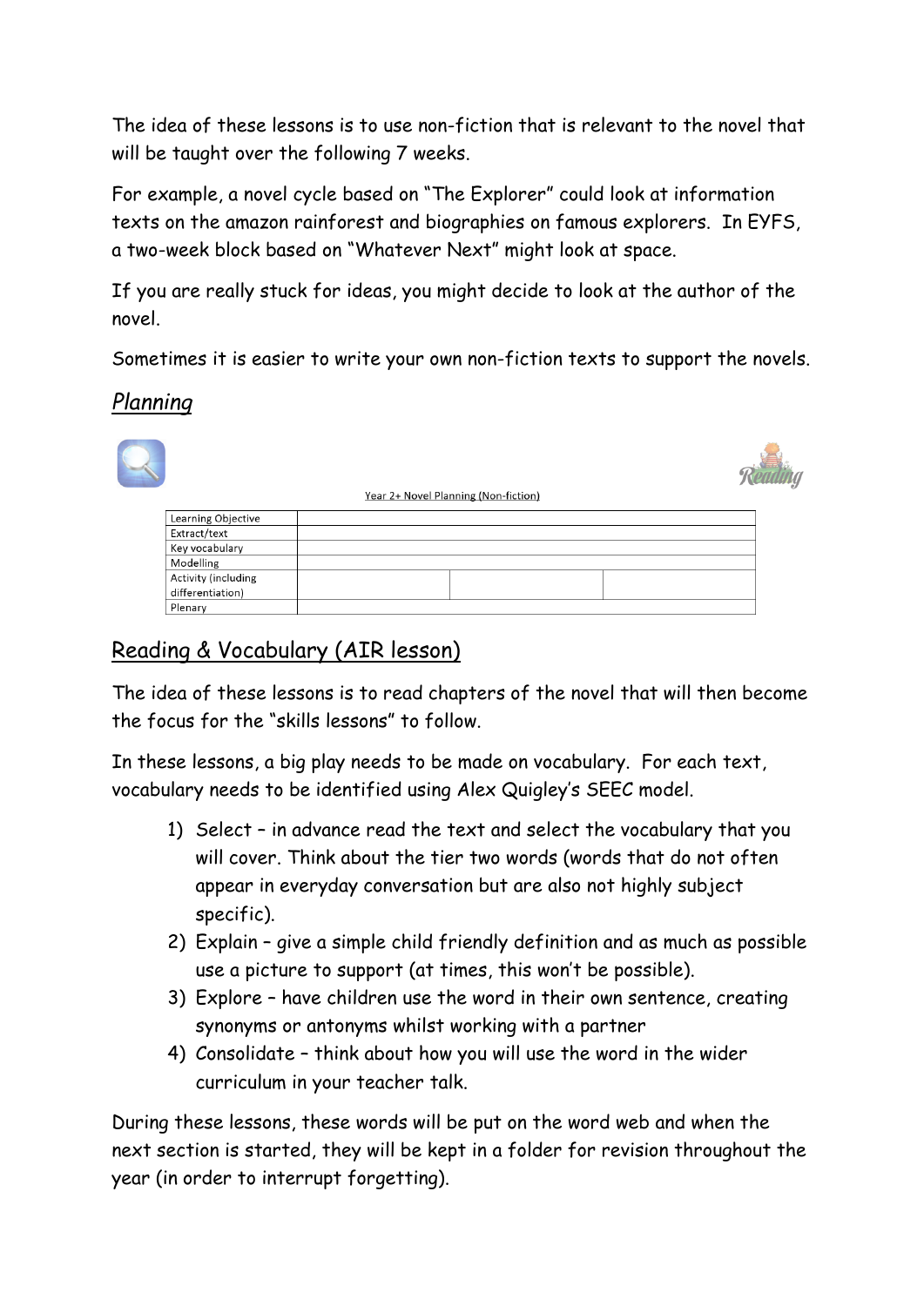The idea of these lessons is to use non-fiction that is relevant to the novel that will be taught over the following 7 weeks.

For example, a novel cycle based on "The Explorer" could look at information texts on the amazon rainforest and biographies on famous explorers. In EYFS, a two-week block based on "Whatever Next" might look at space.

If you are really stuck for ideas, you might decide to look at the author of the novel.

Sometimes it is easier to write your own non-fiction texts to support the novels.

## *Planning*

Year 2+ Novel Planning (Non-fiction)

| | | | |
|---|---|---|---|
| Learning Objective | | | |
| Extract/text | | | |
| Key vocabulary | | | |
| Modelling | | | |
| Activity (including differentiation) | | | |
| Plenary | | | |

## Reading & Vocabulary (AIR lesson)

The idea of these lessons is to read chapters of the novel that will then become the focus for the "skills lessons" to follow.

In these lessons, a big play needs to be made on vocabulary. For each text, vocabulary needs to be identified using Alex Quigley's SEEC model.

1) Select – in advance read the text and select the vocabulary that you will cover. Think about the tier two words (words that do not often appear in everyday conversation but are also not highly subject specific).
2) Explain – give a simple child friendly definition and as much as possible use a picture to support (at times, this won't be possible).
3) Explore – have children use the word in their own sentence, creating synonyms or antonyms whilst working with a partner
4) Consolidate – think about how you will use the word in the wider curriculum in your teacher talk.

During these lessons, these words will be put on the word web and when the next section is started, they will be kept in a folder for revision throughout the year (in order to interrupt forgetting).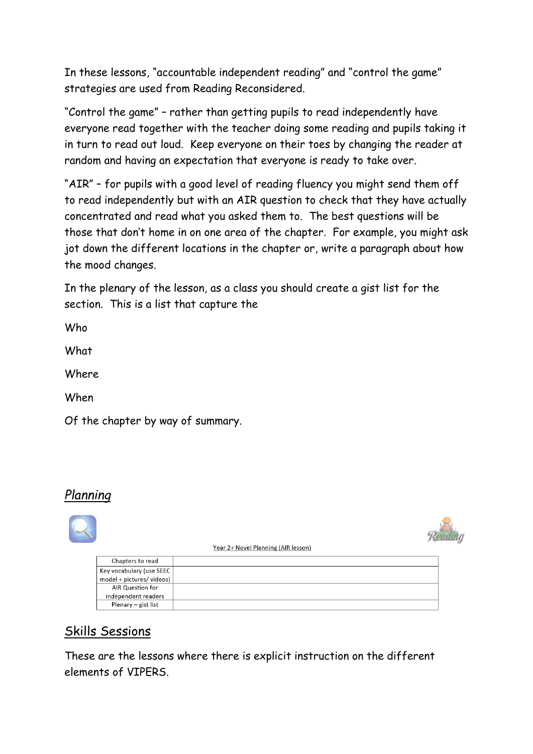In these lessons, "accountable independent reading" and "control the game" strategies are used from Reading Reconsidered.

"Control the game" – rather than getting pupils to read independently have everyone read together with the teacher doing some reading and pupils taking it in turn to read out loud. Keep everyone on their toes by changing the reader at random and having an expectation that everyone is ready to take over.

"AIR" – for pupils with a good level of reading fluency you might send them off to read independently but with an AIR question to check that they have actually concentrated and read what you asked them to. The best questions will be those that don't home in on one area of the chapter. For example, you might ask jot down the different locations in the chapter or, write a paragraph about how the mood changes.

In the plenary of the lesson, as a class you should create a gist list for the section. This is a list that capture the

Who

What

Where

When

Of the chapter by way of summary.

## *Planning*

Year 2+ Novel Planning (AIR lesson)

| Chapters to read | |
|---|---|
| Key vocabulary (use SEEC model + pictures/ videos) | |
| AIR Question for independent readers | |
| Plenary – gist list | |

## Skills Sessions

These are the lessons where there is explicit instruction on the different elements of VIPERS.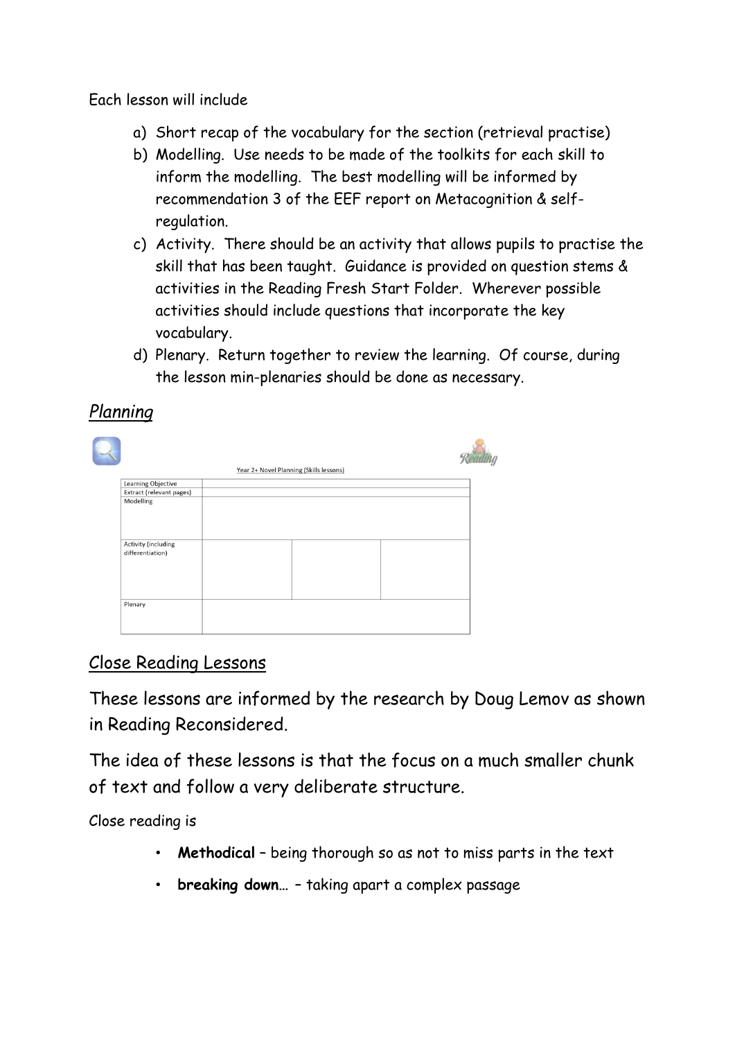Each lesson will include

a) Short recap of the vocabulary for the section (retrieval practise)
b) Modelling. Use needs to be made of the toolkits for each skill to inform the modelling. The best modelling will be informed by recommendation 3 of the EEF report on Metacognition & self-regulation.
c) Activity. There should be an activity that allows pupils to practise the skill that has been taught. Guidance is provided on question stems & activities in the Reading Fresh Start Folder. Wherever possible activities should include questions that incorporate the key vocabulary.
d) Plenary. Return together to review the learning. Of course, during the lesson min-plenaries should be done as necessary.

## *Planning*

Year 2+ Novel Planning (Skills lessons)

| Learning Objective | | | |
|---|---|---|---|
| Extract (relevant pages) | | | |
| Modelling | | | |
| Activity (including differentiation) | | | |
| Plenary | | | |

## Close Reading Lessons

These lessons are informed by the research by Doug Lemov as shown in Reading Reconsidered.

The idea of these lessons is that the focus on a much smaller chunk of text and follow a very deliberate structure.

Close reading is

- **Methodical** – being thorough so as not to miss parts in the text
- **breaking down**… – taking apart a complex passage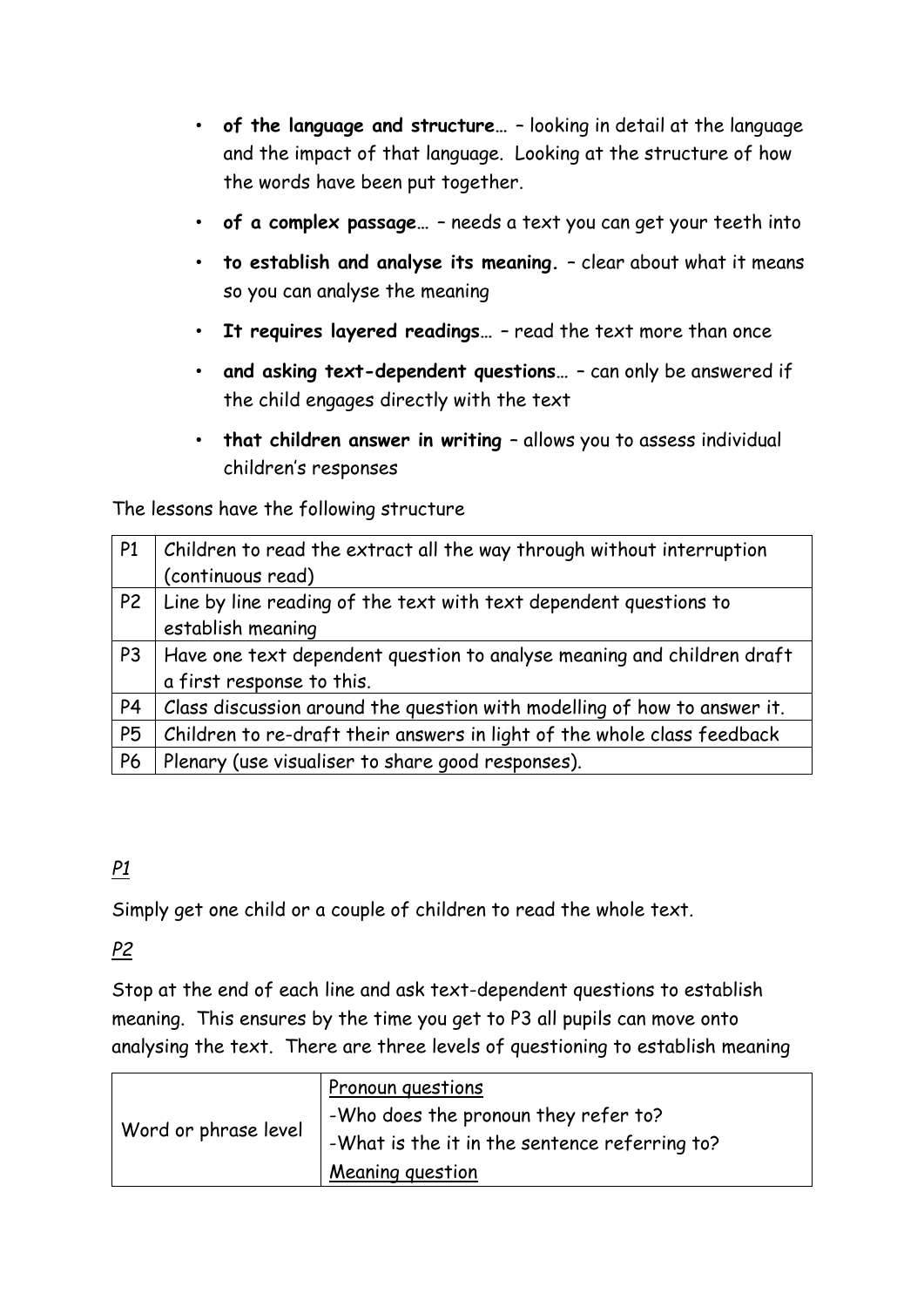- **of the language and structure…** – looking in detail at the language and the impact of that language. Looking at the structure of how the words have been put together.
- **of a complex passage…** – needs a text you can get your teeth into
- **to establish and analyse its meaning.** – clear about what it means so you can analyse the meaning
- **It requires layered readings…** – read the text more than once
- **and asking text-dependent questions…** – can only be answered if the child engages directly with the text
- **that children answer in writing** – allows you to assess individual children's responses

The lessons have the following structure

| | |
|---|---|
| P1 | Children to read the extract all the way through without interruption (continuous read) |
| P2 | Line by line reading of the text with text dependent questions to establish meaning |
| P3 | Have one text dependent question to analyse meaning and children draft a first response to this. |
| P4 | Class discussion around the question with modelling of how to answer it. |
| P5 | Children to re-draft their answers in light of the whole class feedback |
| P6 | Plenary (use visualiser to share good responses). |

*P1*

Simply get one child or a couple of children to read the whole text.

*P2*

Stop at the end of each line and ask text-dependent questions to establish meaning. This ensures by the time you get to P3 all pupils can move onto analysing the text. There are three levels of questioning to establish meaning

| | |
|---|---|
| Word or phrase level | <u>Pronoun questions</u><br>-Who does the pronoun they refer to?<br>-What is the it in the sentence referring to?<br><u>Meaning question</u> |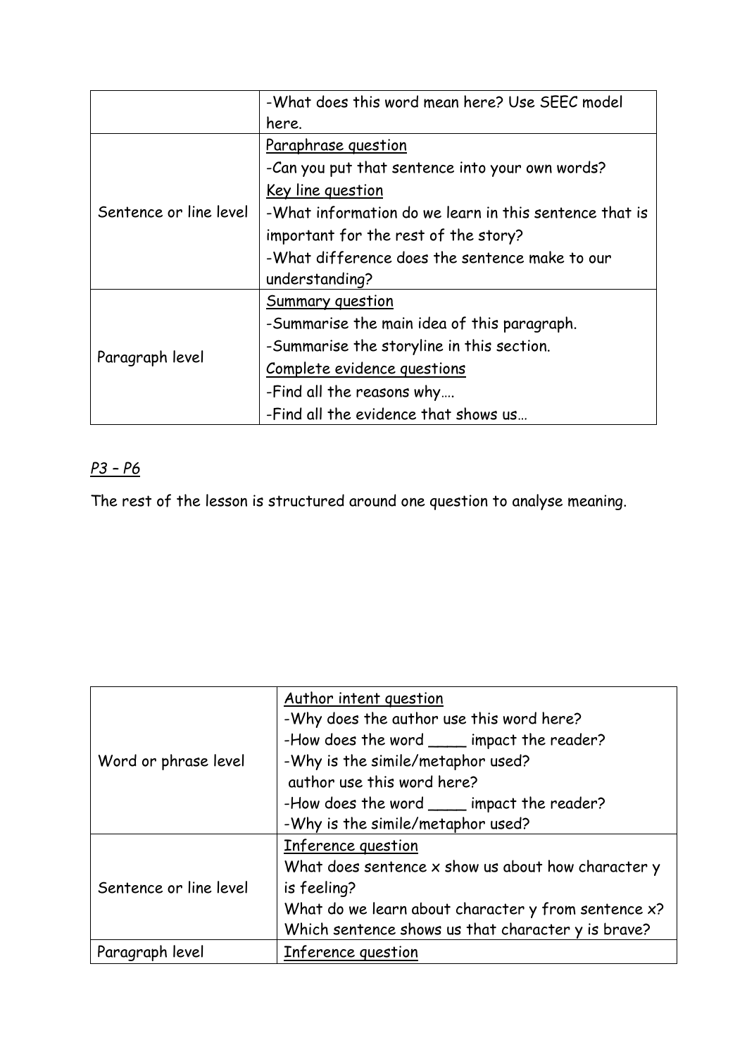|  |  |
| --- | --- |
|  | -What does this word mean here? Use SEEC model here. |
| Sentence or line level | <u>Paraphrase question</u><br>-Can you put that sentence into your own words?<br><u>Key line question</u><br>-What information do we learn in this sentence that is important for the rest of the story?<br>-What difference does the sentence make to our understanding? |
| Paragraph level | <u>Summary question</u><br>-Summarise the main idea of this paragraph.<br>-Summarise the storyline in this section.<br><u>Complete evidence questions</u><br>-Find all the reasons why….<br>-Find all the evidence that shows us… |

*<u>P3 – P6</u>*

The rest of the lesson is structured around one question to analyse meaning.

|  |  |
| --- | --- |
| Word or phrase level | <u>Author intent question</u><br>-Why does the author use this word here?<br>-How does the word ____ impact the reader?<br>-Why is the simile/metaphor used?<br>author use this word here?<br>-How does the word ____ impact the reader?<br>-Why is the simile/metaphor used? |
| Sentence or line level | <u>Inference question</u><br>What does sentence x show us about how character y is feeling?<br>What do we learn about character y from sentence x?<br>Which sentence shows us that character y is brave? |
| Paragraph level | <u>Inference question</u> |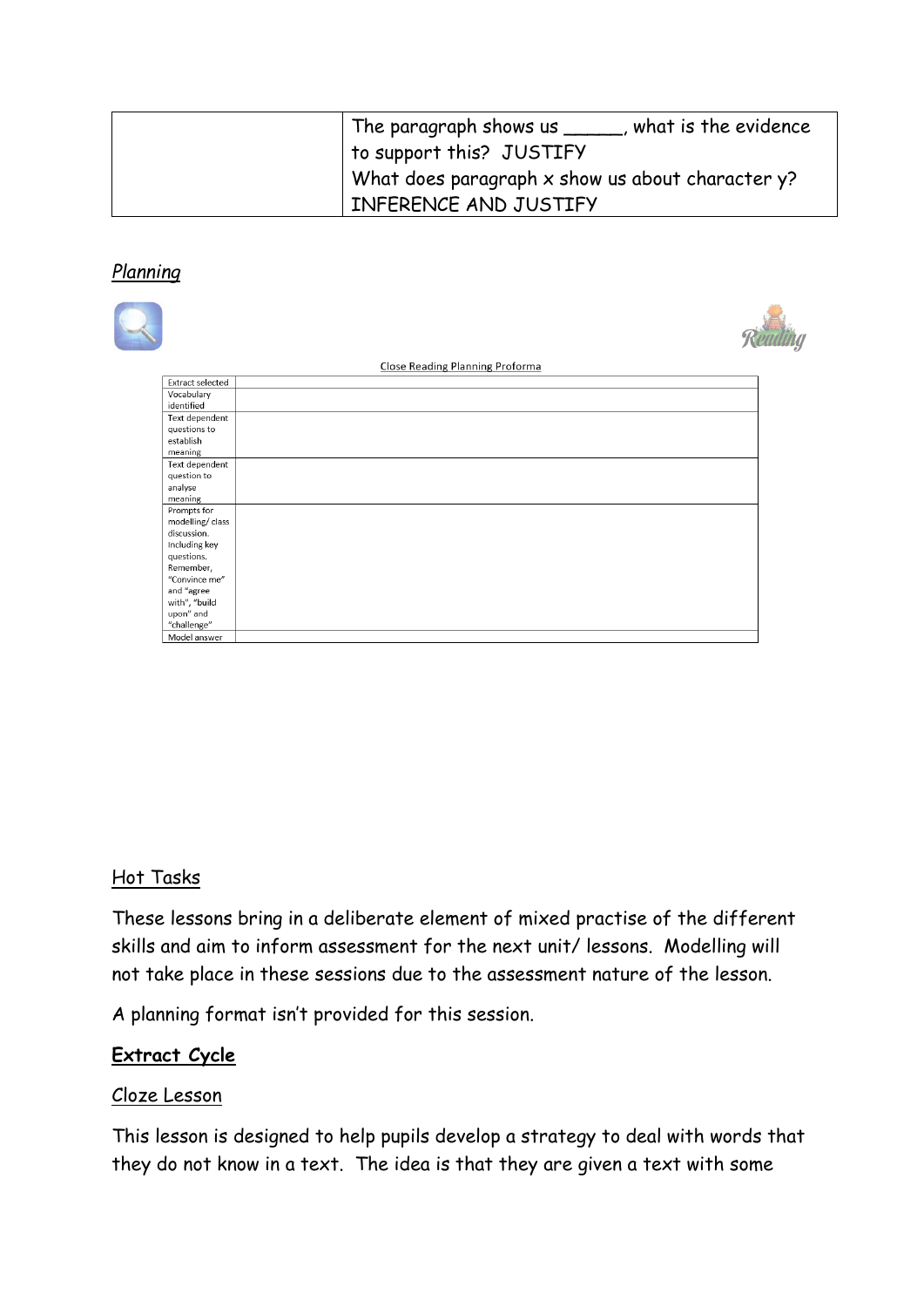| | The paragraph shows us _____, what is the evidence to support this? JUSTIFY<br>What does paragraph x show us about character y? INFERENCE AND JUSTIFY |
|---|---|

*Planning*

Close Reading Planning Proforma

| Extract selected | |
|---|---|
| Vocabulary identified | |
| Text dependent questions to establish meaning | |
| Text dependent question to analyse meaning | |
| Prompts for modelling/ class discussion. Including key questions. Remember, "Convince me" and "agree with", "build upon" and "challenge" | |
| Model answer | |

Hot Tasks

These lessons bring in a deliberate element of mixed practise of the different skills and aim to inform assessment for the next unit/ lessons. Modelling will not take place in these sessions due to the assessment nature of the lesson.

A planning format isn't provided for this session.

**Extract Cycle**

Cloze Lesson

This lesson is designed to help pupils develop a strategy to deal with words that they do not know in a text. The idea is that they are given a text with some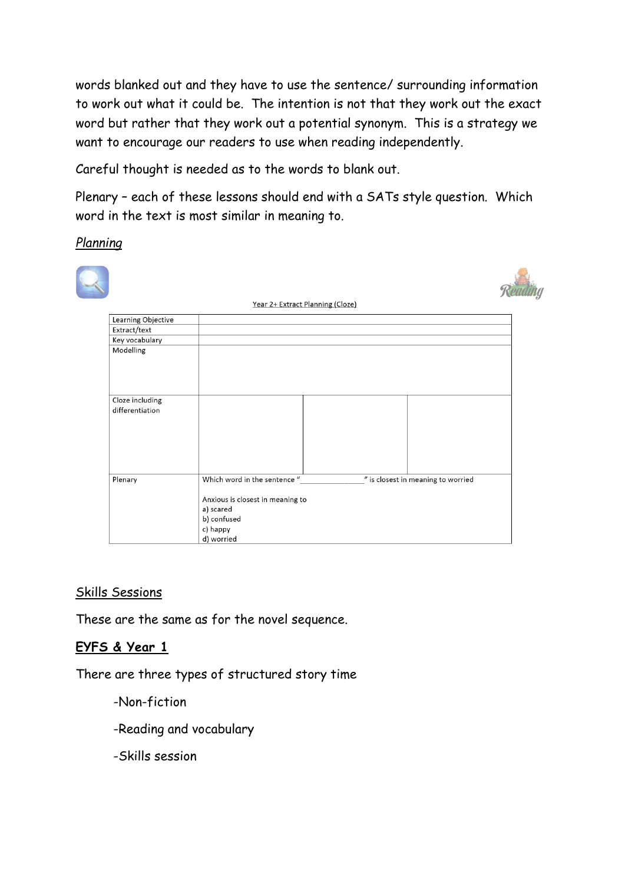words blanked out and they have to use the sentence/ surrounding information to work out what it could be. The intention is not that they work out the exact word but rather that they work out a potential synonym. This is a strategy we want to encourage our readers to use when reading independently.

Careful thought is needed as to the words to blank out.

Plenary – each of these lessons should end with a SATs style question. Which word in the text is most similar in meaning to.

<u>Planning</u>

Year 2+ Extract Planning (Cloze)

| Learning Objective | | | |
|---|---|---|---|
| Extract/text | | | |
| Key vocabulary | | | |
| Modelling | | | |
| Cloze including differentiation | | | |
| Plenary | Which word in the sentence "\_\_\_\_\_\_\_\_\_\_\_\_\_\_\_\_\_\_\_\_" is closest in meaning to worried<br><br>Anxious is closest in meaning to<br>a) scared<br>b) confused<br>c) happy<br>d) worried | | |

## <u>Skills Sessions</u>

These are the same as for the novel sequence.

## <u>EYFS & Year 1</u>

There are three types of structured story time

- -Non-fiction
- -Reading and vocabulary
- -Skills session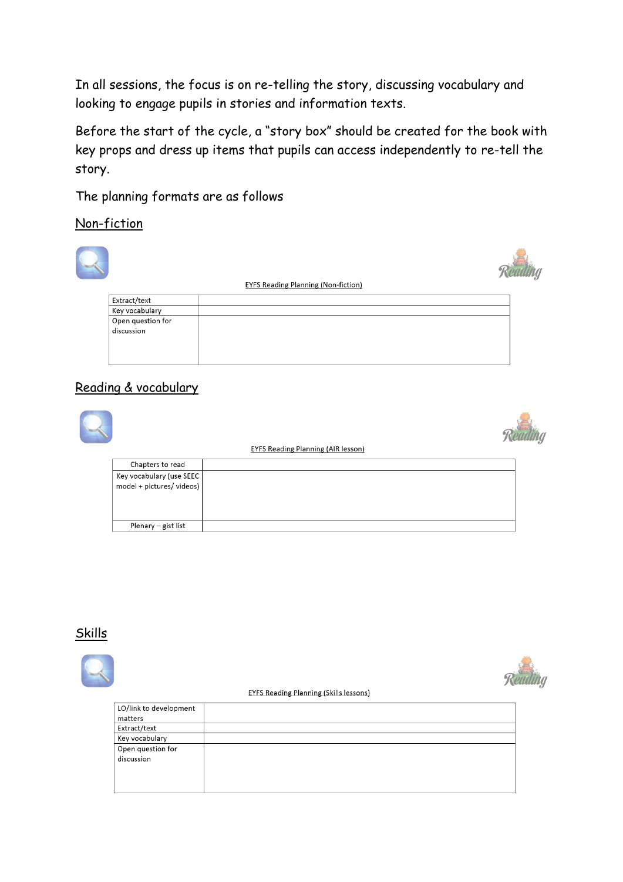In all sessions, the focus is on re-telling the story, discussing vocabulary and looking to engage pupils in stories and information texts.

Before the start of the cycle, a "story box" should be created for the book with key props and dress up items that pupils can access independently to re-tell the story.

The planning formats are as follows

## Non-fiction

EYFS Reading Planning (Non-fiction)

| Extract/text | |
|---|---|
| Key vocabulary | |
| Open question for discussion | |

## Reading & vocabulary

EYFS Reading Planning (AIR lesson)

| Chapters to read | |
|---|---|
| Key vocabulary (use SEEC model + pictures/ videos) | |
| Plenary – gist list | |

## Skills

EYFS Reading Planning (Skills lessons)

| LO/link to development matters | |
|---|---|
| Extract/text | |
| Key vocabulary | |
| Open question for discussion | |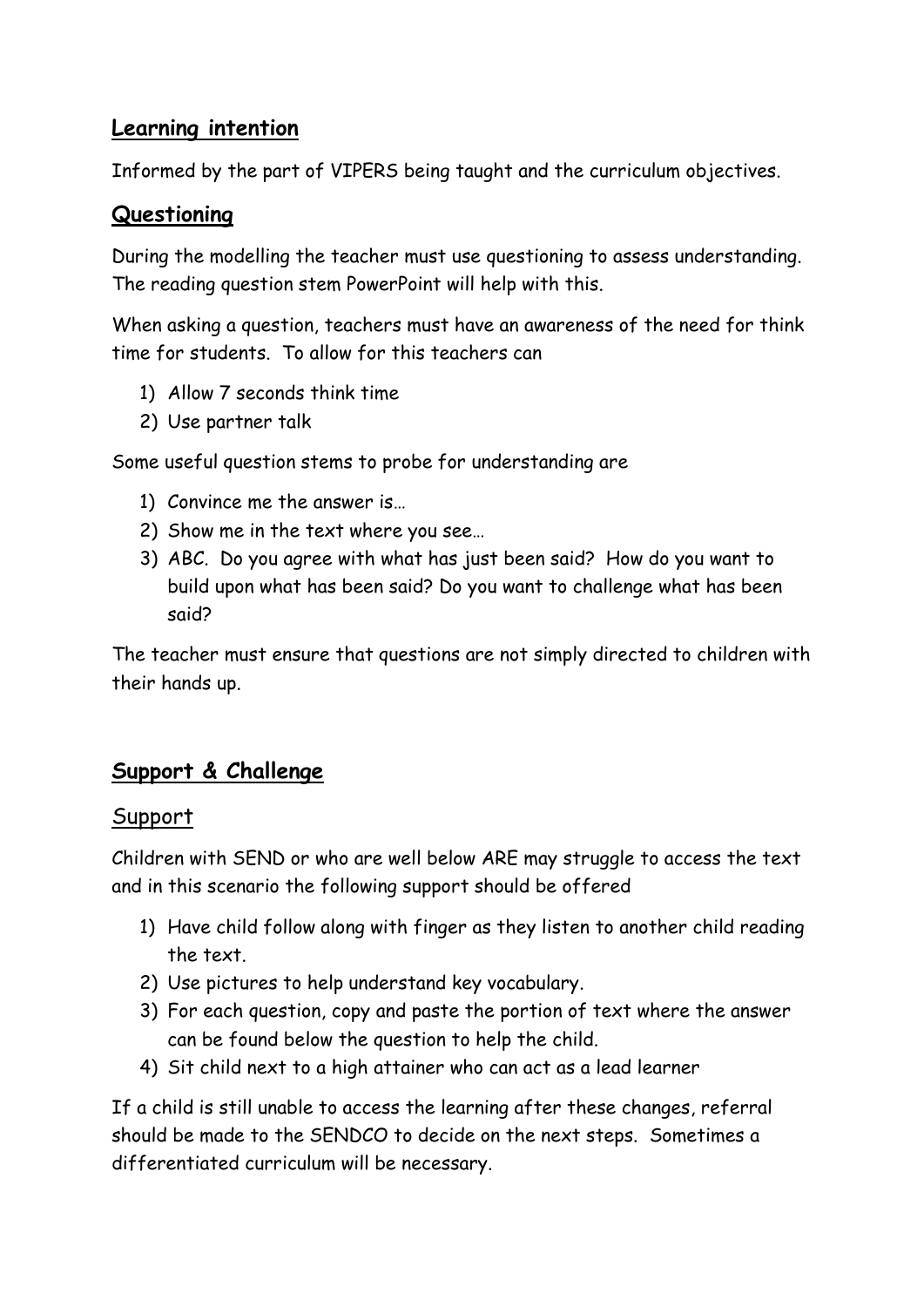## Learning intention

Informed by the part of VIPERS being taught and the curriculum objectives.

## Questioning

During the modelling the teacher must use questioning to assess understanding. The reading question stem PowerPoint will help with this.

When asking a question, teachers must have an awareness of the need for think time for students. To allow for this teachers can

1) Allow 7 seconds think time
2) Use partner talk

Some useful question stems to probe for understanding are

1) Convince me the answer is…
2) Show me in the text where you see…
3) ABC. Do you agree with what has just been said? How do you want to build upon what has been said? Do you want to challenge what has been said?

The teacher must ensure that questions are not simply directed to children with their hands up.

## Support & Challenge

### Support

Children with SEND or who are well below ARE may struggle to access the text and in this scenario the following support should be offered

1) Have child follow along with finger as they listen to another child reading the text.
2) Use pictures to help understand key vocabulary.
3) For each question, copy and paste the portion of text where the answer can be found below the question to help the child.
4) Sit child next to a high attainer who can act as a lead learner

If a child is still unable to access the learning after these changes, referral should be made to the SENDCO to decide on the next steps. Sometimes a differentiated curriculum will be necessary.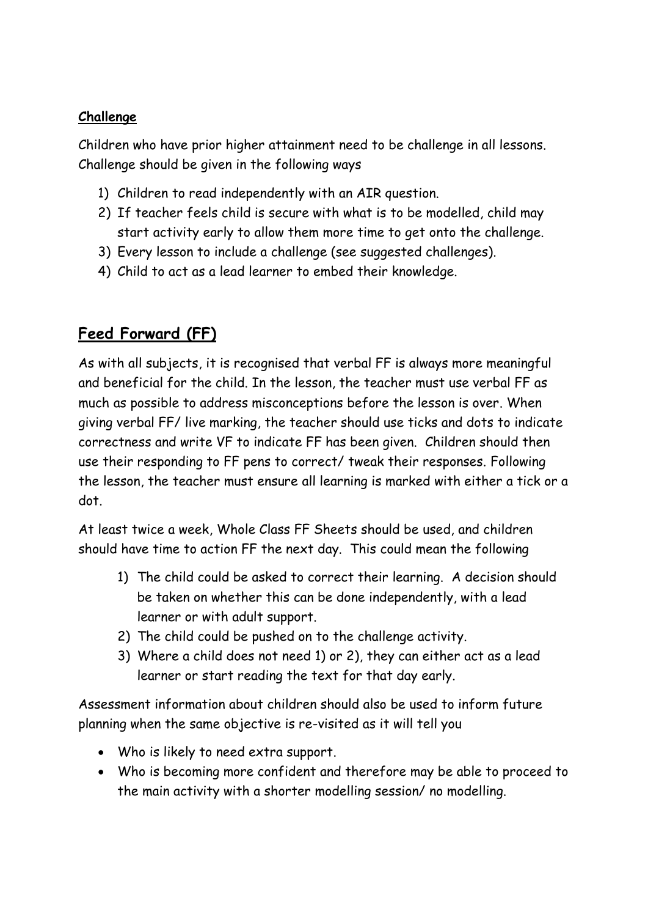**Challenge**

Children who have prior higher attainment need to be challenge in all lessons. Challenge should be given in the following ways

1) Children to read independently with an AIR question.
2) If teacher feels child is secure with what is to be modelled, child may start activity early to allow them more time to get onto the challenge.
3) Every lesson to include a challenge (see suggested challenges).
4) Child to act as a lead learner to embed their knowledge.

## Feed Forward (FF)

As with all subjects, it is recognised that verbal FF is always more meaningful and beneficial for the child. In the lesson, the teacher must use verbal FF as much as possible to address misconceptions before the lesson is over. When giving verbal FF/ live marking, the teacher should use ticks and dots to indicate correctness and write VF to indicate FF has been given. Children should then use their responding to FF pens to correct/ tweak their responses. Following the lesson, the teacher must ensure all learning is marked with either a tick or a dot.

At least twice a week, Whole Class FF Sheets should be used, and children should have time to action FF the next day. This could mean the following

1) The child could be asked to correct their learning. A decision should be taken on whether this can be done independently, with a lead learner or with adult support.
2) The child could be pushed on to the challenge activity.
3) Where a child does not need 1) or 2), they can either act as a lead learner or start reading the text for that day early.

Assessment information about children should also be used to inform future planning when the same objective is re-visited as it will tell you

- Who is likely to need extra support.
- Who is becoming more confident and therefore may be able to proceed to the main activity with a shorter modelling session/ no modelling.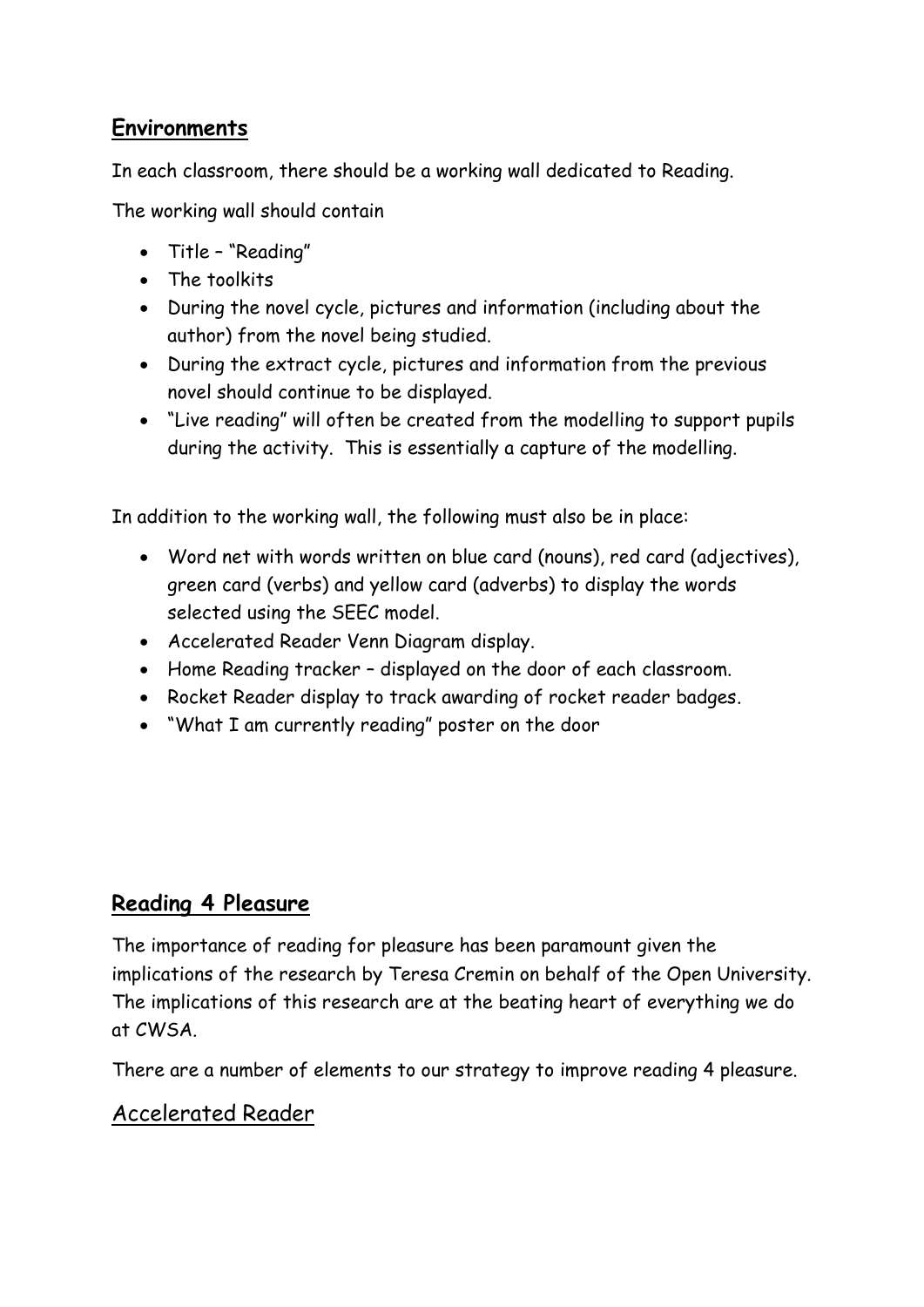## Environments

In each classroom, there should be a working wall dedicated to Reading.

The working wall should contain

- Title – "Reading"
- The toolkits
- During the novel cycle, pictures and information (including about the author) from the novel being studied.
- During the extract cycle, pictures and information from the previous novel should continue to be displayed.
- "Live reading" will often be created from the modelling to support pupils during the activity. This is essentially a capture of the modelling.

In addition to the working wall, the following must also be in place:

- Word net with words written on blue card (nouns), red card (adjectives), green card (verbs) and yellow card (adverbs) to display the words selected using the SEEC model.
- Accelerated Reader Venn Diagram display.
- Home Reading tracker – displayed on the door of each classroom.
- Rocket Reader display to track awarding of rocket reader badges.
- "What I am currently reading" poster on the door

## Reading 4 Pleasure

The importance of reading for pleasure has been paramount given the implications of the research by Teresa Cremin on behalf of the Open University. The implications of this research are at the beating heart of everything we do at CWSA.

There are a number of elements to our strategy to improve reading 4 pleasure.

### Accelerated Reader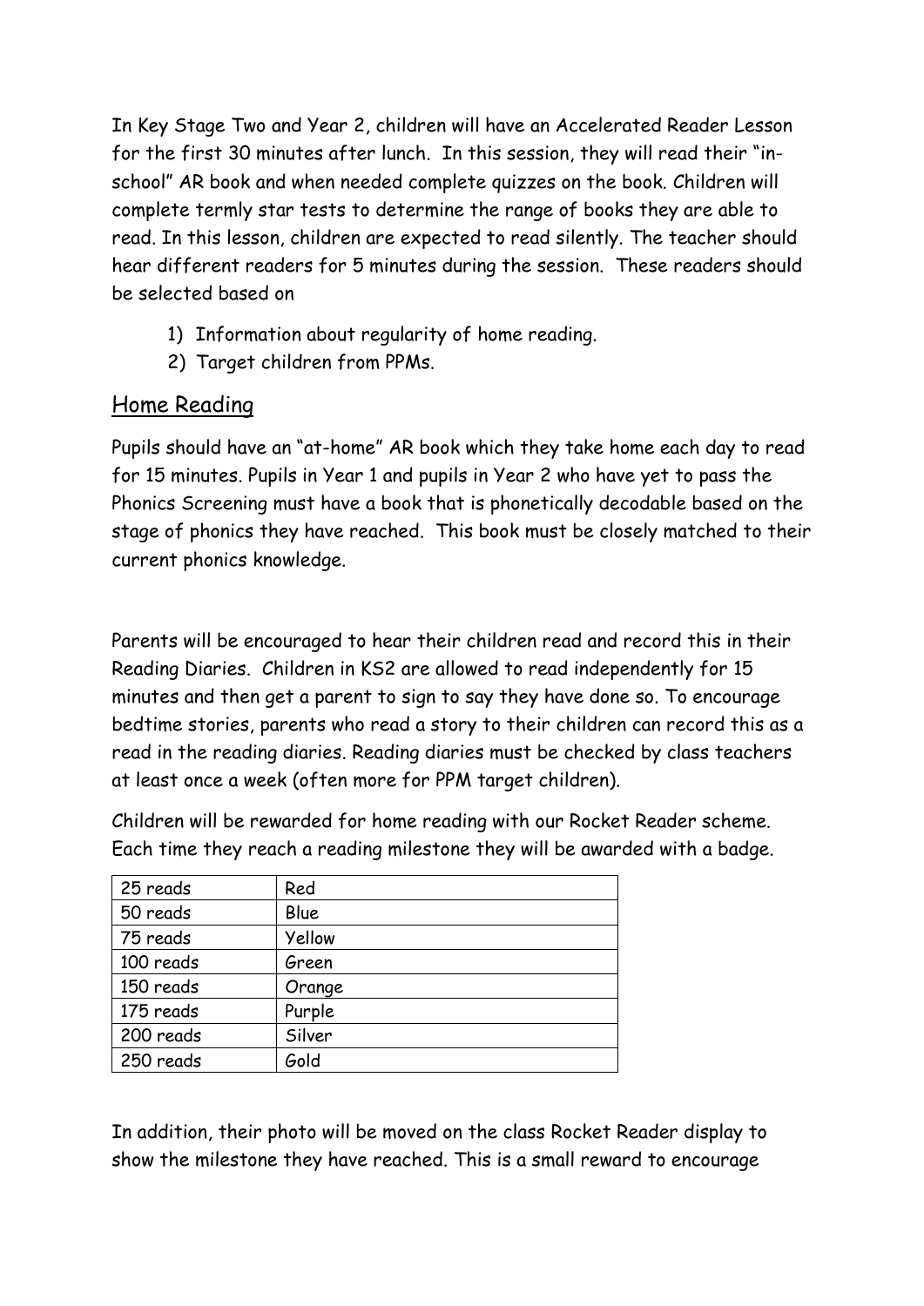In Key Stage Two and Year 2, children will have an Accelerated Reader Lesson for the first 30 minutes after lunch. In this session, they will read their "in-school" AR book and when needed complete quizzes on the book. Children will complete termly star tests to determine the range of books they are able to read. In this lesson, children are expected to read silently. The teacher should hear different readers for 5 minutes during the session. These readers should be selected based on

1) Information about regularity of home reading.
2) Target children from PPMs.

## Home Reading

Pupils should have an "at-home" AR book which they take home each day to read for 15 minutes. Pupils in Year 1 and pupils in Year 2 who have yet to pass the Phonics Screening must have a book that is phonetically decodable based on the stage of phonics they have reached. This book must be closely matched to their current phonics knowledge.

Parents will be encouraged to hear their children read and record this in their Reading Diaries. Children in KS2 are allowed to read independently for 15 minutes and then get a parent to sign to say they have done so. To encourage bedtime stories, parents who read a story to their children can record this as a read in the reading diaries. Reading diaries must be checked by class teachers at least once a week (often more for PPM target children).

Children will be rewarded for home reading with our Rocket Reader scheme. Each time they reach a reading milestone they will be awarded with a badge.

| 25 reads | Red |
|---|---|
| 50 reads | Blue |
| 75 reads | Yellow |
| 100 reads | Green |
| 150 reads | Orange |
| 175 reads | Purple |
| 200 reads | Silver |
| 250 reads | Gold |

In addition, their photo will be moved on the class Rocket Reader display to show the milestone they have reached. This is a small reward to encourage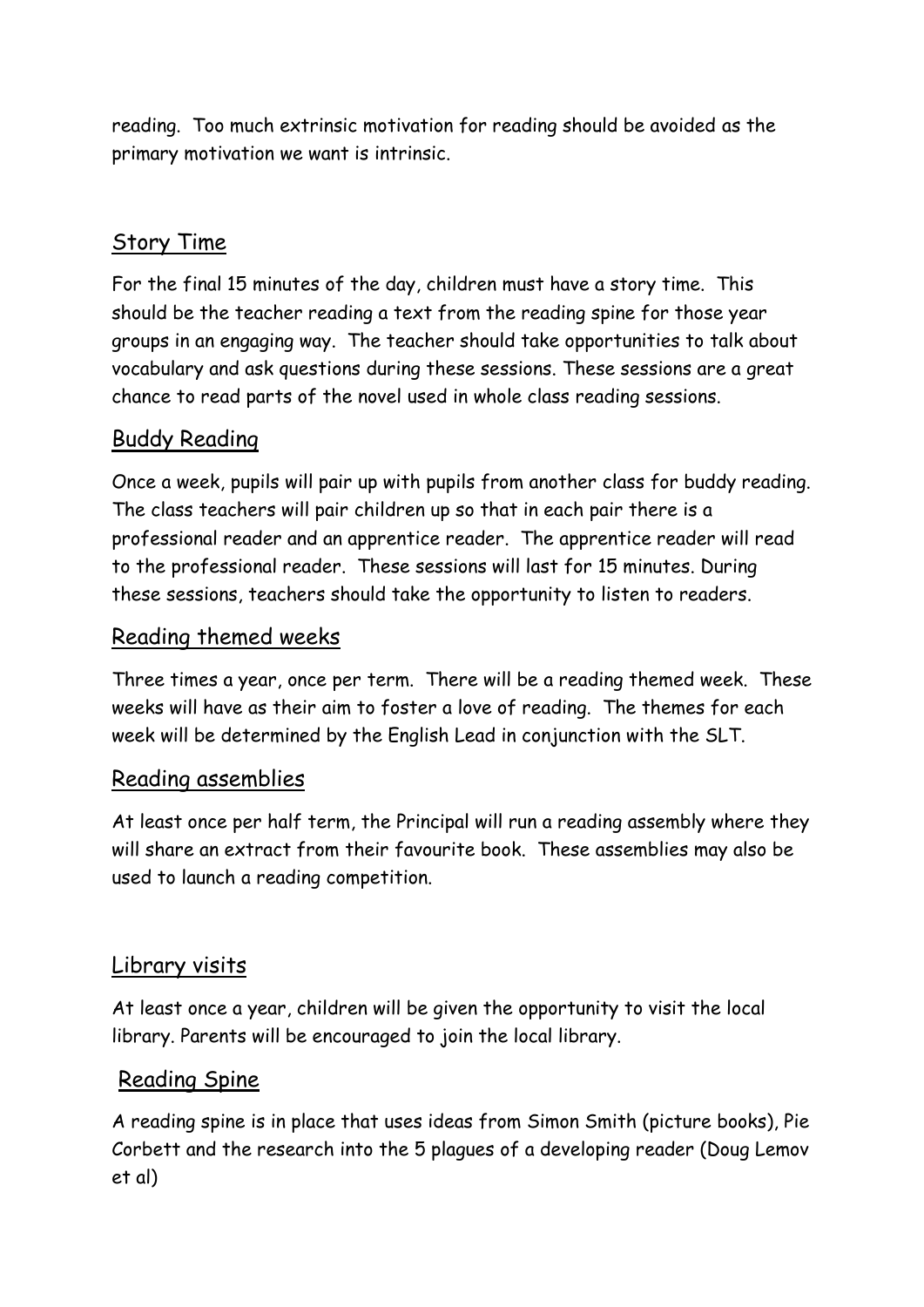reading. Too much extrinsic motivation for reading should be avoided as the primary motivation we want is intrinsic.

## Story Time

For the final 15 minutes of the day, children must have a story time. This should be the teacher reading a text from the reading spine for those year groups in an engaging way. The teacher should take opportunities to talk about vocabulary and ask questions during these sessions. These sessions are a great chance to read parts of the novel used in whole class reading sessions.

## Buddy Reading

Once a week, pupils will pair up with pupils from another class for buddy reading. The class teachers will pair children up so that in each pair there is a professional reader and an apprentice reader. The apprentice reader will read to the professional reader. These sessions will last for 15 minutes. During these sessions, teachers should take the opportunity to listen to readers.

## Reading themed weeks

Three times a year, once per term. There will be a reading themed week. These weeks will have as their aim to foster a love of reading. The themes for each week will be determined by the English Lead in conjunction with the SLT.

## Reading assemblies

At least once per half term, the Principal will run a reading assembly where they will share an extract from their favourite book. These assemblies may also be used to launch a reading competition.

## Library visits

At least once a year, children will be given the opportunity to visit the local library. Parents will be encouraged to join the local library.

## Reading Spine

A reading spine is in place that uses ideas from Simon Smith (picture books), Pie Corbett and the research into the 5 plagues of a developing reader (Doug Lemov et al)